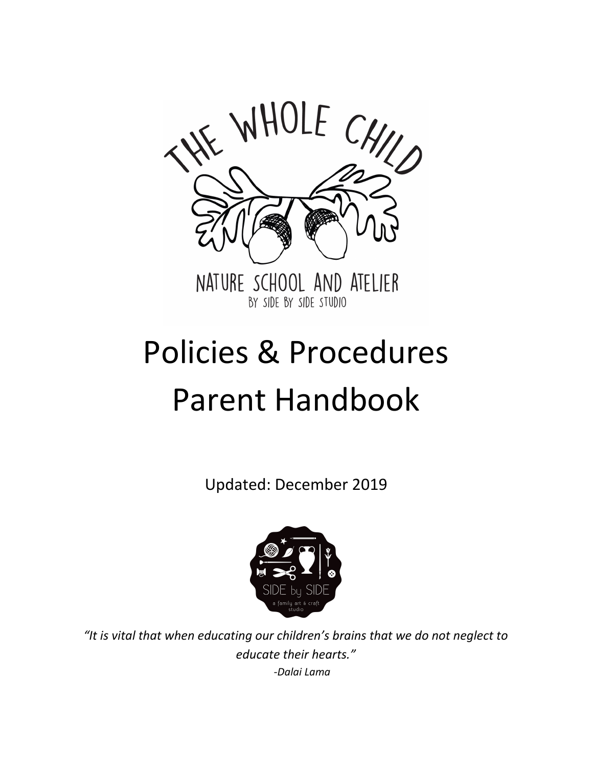THE WHOLE CHILD

NATURE SCHOOL AND ATELIER

BY SIDE BY SIDE STUDIO

# Policies & Procedures Parent Handbook

Updated: December 2019

SIDE by SIDE

a family art & craft studio

*"It is vital that when educating our children's brains that we do not neglect to educate their hearts."*

*-Dalai Lama*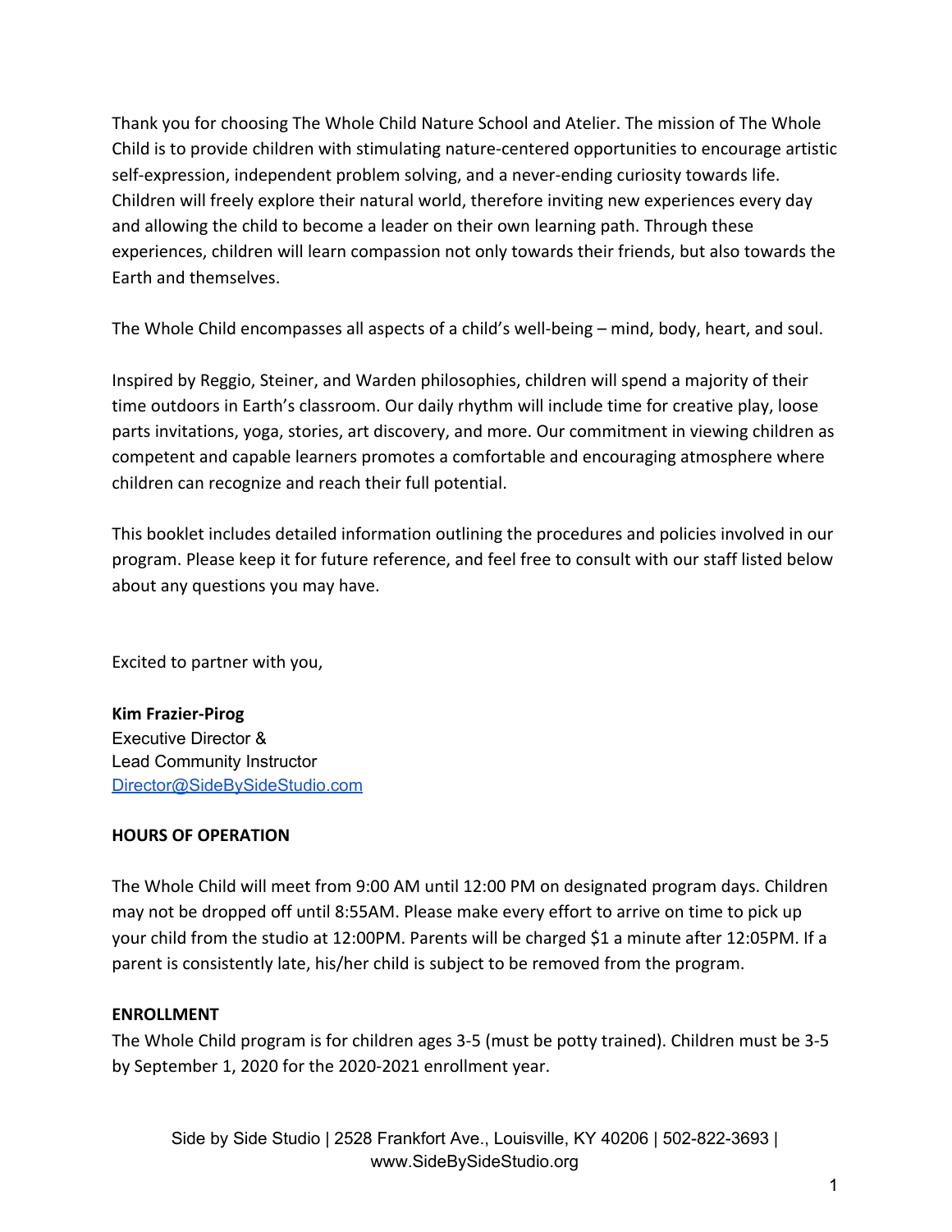Thank you for choosing The Whole Child Nature School and Atelier. The mission of The Whole Child is to provide children with stimulating nature-centered opportunities to encourage artistic self-expression, independent problem solving, and a never-ending curiosity towards life. Children will freely explore their natural world, therefore inviting new experiences every day and allowing the child to become a leader on their own learning path. Through these experiences, children will learn compassion not only towards their friends, but also towards the Earth and themselves.

The Whole Child encompasses all aspects of a child's well-being – mind, body, heart, and soul.

Inspired by Reggio, Steiner, and Warden philosophies, children will spend a majority of their time outdoors in Earth's classroom. Our daily rhythm will include time for creative play, loose parts invitations, yoga, stories, art discovery, and more. Our commitment in viewing children as competent and capable learners promotes a comfortable and encouraging atmosphere where children can recognize and reach their full potential.

This booklet includes detailed information outlining the procedures and policies involved in our program. Please keep it for future reference, and feel free to consult with our staff listed below about any questions you may have.

Excited to partner with you,

**Kim Frazier-Pirog**
Executive Director &
Lead Community Instructor
Director@SideBySideStudio.com

**HOURS OF OPERATION**

The Whole Child will meet from 9:00 AM until 12:00 PM on designated program days. Children may not be dropped off until 8:55AM. Please make every effort to arrive on time to pick up your child from the studio at 12:00PM. Parents will be charged $1 a minute after 12:05PM. If a parent is consistently late, his/her child is subject to be removed from the program.

**ENROLLMENT**

The Whole Child program is for children ages 3-5 (must be potty trained). Children must be 3-5 by September 1, 2020 for the 2020-2021 enrollment year.

Side by Side Studio | 2528 Frankfort Ave., Louisville, KY 40206 | 502-822-3693 | www.SideBySideStudio.org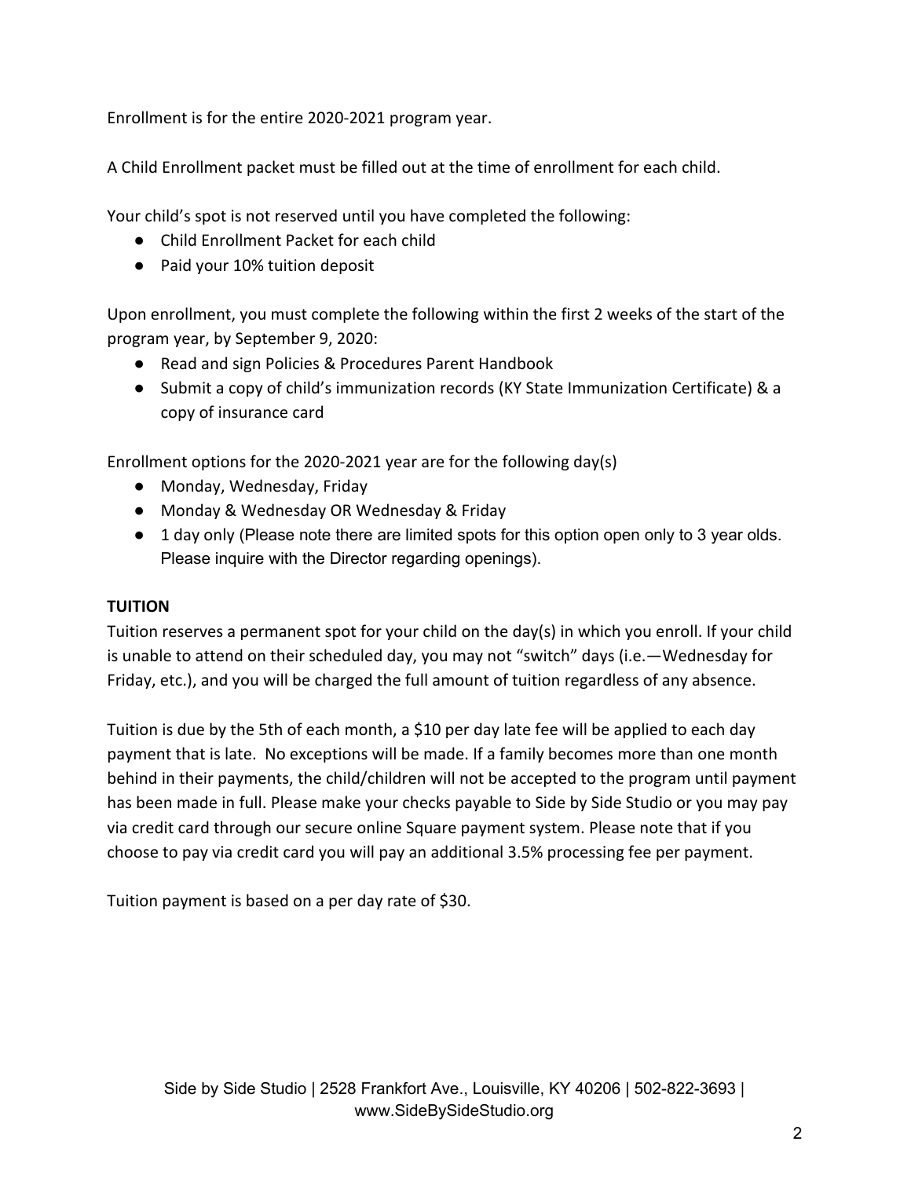Enrollment is for the entire 2020-2021 program year.

A Child Enrollment packet must be filled out at the time of enrollment for each child.

Your child's spot is not reserved until you have completed the following:

- Child Enrollment Packet for each child
- Paid your 10% tuition deposit

Upon enrollment, you must complete the following within the first 2 weeks of the start of the program year, by September 9, 2020:

- Read and sign Policies & Procedures Parent Handbook
- Submit a copy of child's immunization records (KY State Immunization Certificate) & a copy of insurance card

Enrollment options for the 2020-2021 year are for the following day(s)

- Monday, Wednesday, Friday
- Monday & Wednesday OR Wednesday & Friday
- 1 day only (Please note there are limited spots for this option open only to 3 year olds. Please inquire with the Director regarding openings).

**TUITION**

Tuition reserves a permanent spot for your child on the day(s) in which you enroll. If your child is unable to attend on their scheduled day, you may not "switch" days (i.e.—Wednesday for Friday, etc.), and you will be charged the full amount of tuition regardless of any absence.

Tuition is due by the 5th of each month, a $10 per day late fee will be applied to each day payment that is late. No exceptions will be made. If a family becomes more than one month behind in their payments, the child/children will not be accepted to the program until payment has been made in full. Please make your checks payable to Side by Side Studio or you may pay via credit card through our secure online Square payment system. Please note that if you choose to pay via credit card you will pay an additional 3.5% processing fee per payment.

Tuition payment is based on a per day rate of $30.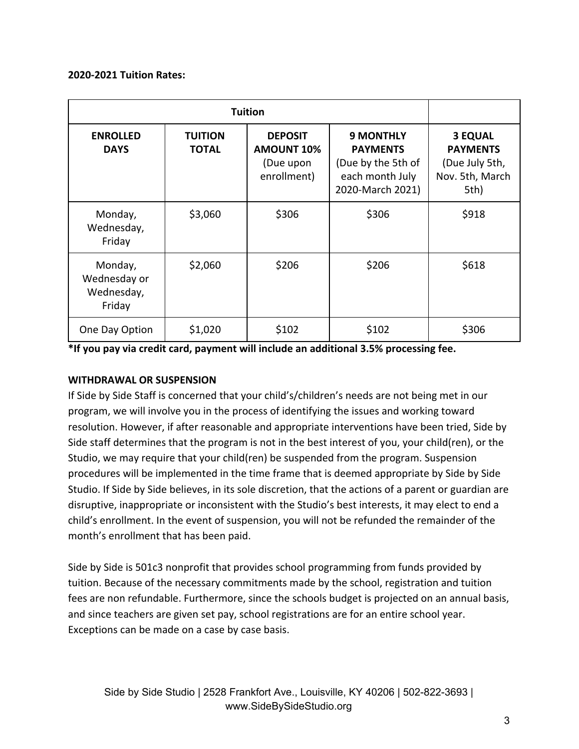**2020-2021 Tuition Rates:**

| Tuition | | | | |
|---|---|---|---|---|
| **ENROLLED DAYS** | **TUITION TOTAL** | **DEPOSIT AMOUNT 10%** (Due upon enrollment) | **9 MONTHLY PAYMENTS** (Due by the 5th of each month July 2020-March 2021) | **3 EQUAL PAYMENTS** (Due July 5th, Nov. 5th, March 5th) |
| Monday, Wednesday, Friday | $3,060 | $306 | $306 | $918 |
| Monday, Wednesday or Wednesday, Friday | $2,060 | $206 | $206 | $618 |
| One Day Option | $1,020 | $102 | $102 | $306 |

**\*If you pay via credit card, payment will include an additional 3.5% processing fee.**

**WITHDRAWAL OR SUSPENSION**

If Side by Side Staff is concerned that your child's/children's needs are not being met in our program, we will involve you in the process of identifying the issues and working toward resolution. However, if after reasonable and appropriate interventions have been tried, Side by Side staff determines that the program is not in the best interest of you, your child(ren), or the Studio, we may require that your child(ren) be suspended from the program. Suspension procedures will be implemented in the time frame that is deemed appropriate by Side by Side Studio. If Side by Side believes, in its sole discretion, that the actions of a parent or guardian are disruptive, inappropriate or inconsistent with the Studio's best interests, it may elect to end a child's enrollment. In the event of suspension, you will not be refunded the remainder of the month's enrollment that has been paid.

Side by Side is 501c3 nonprofit that provides school programming from funds provided by tuition. Because of the necessary commitments made by the school, registration and tuition fees are non refundable. Furthermore, since the schools budget is projected on an annual basis, and since teachers are given set pay, school registrations are for an entire school year. Exceptions can be made on a case by case basis.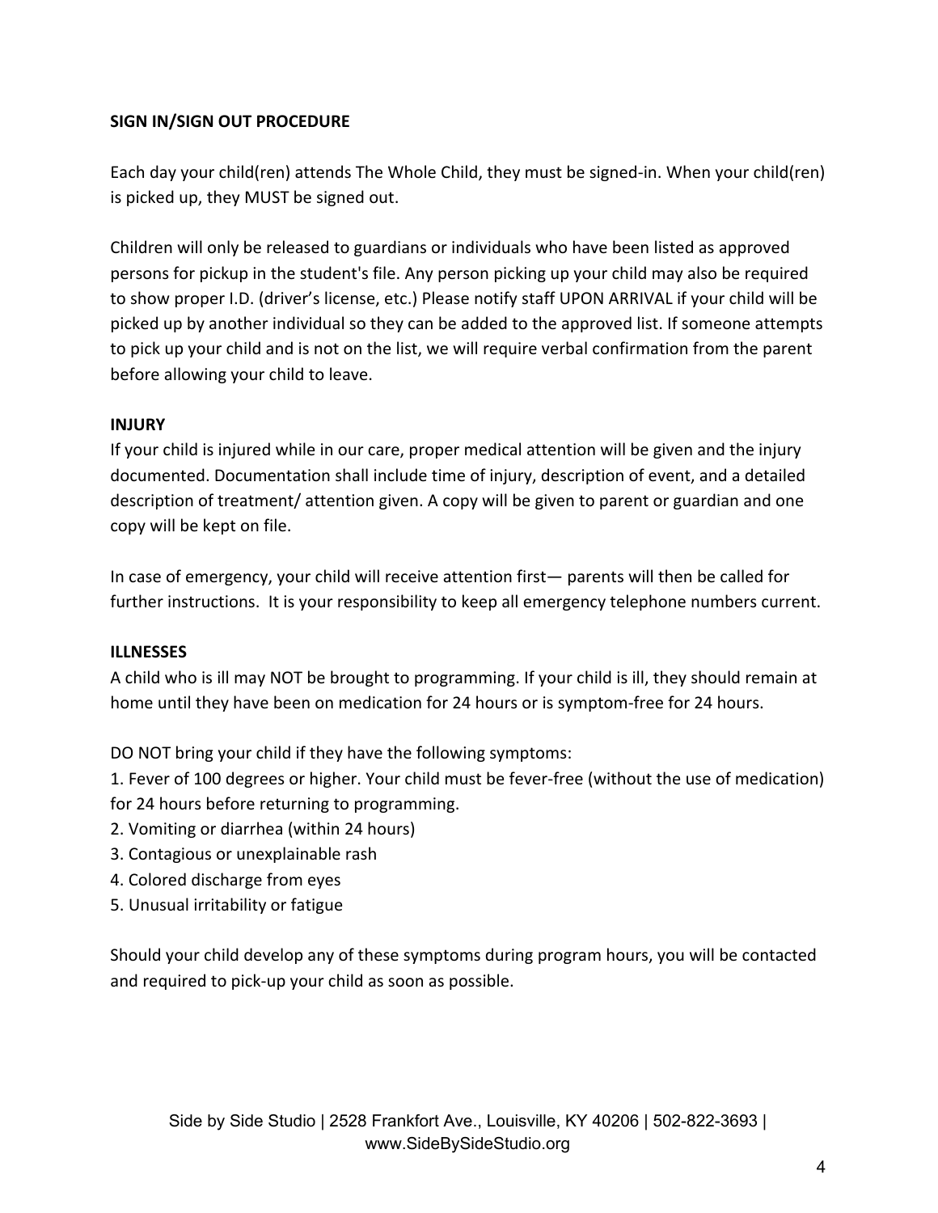**SIGN IN/SIGN OUT PROCEDURE**

Each day your child(ren) attends The Whole Child, they must be signed-in. When your child(ren) is picked up, they MUST be signed out.

Children will only be released to guardians or individuals who have been listed as approved persons for pickup in the student's file. Any person picking up your child may also be required to show proper I.D. (driver's license, etc.) Please notify staff UPON ARRIVAL if your child will be picked up by another individual so they can be added to the approved list. If someone attempts to pick up your child and is not on the list, we will require verbal confirmation from the parent before allowing your child to leave.

**INJURY**

If your child is injured while in our care, proper medical attention will be given and the injury documented. Documentation shall include time of injury, description of event, and a detailed description of treatment/ attention given. A copy will be given to parent or guardian and one copy will be kept on file.

In case of emergency, your child will receive attention first— parents will then be called for further instructions. It is your responsibility to keep all emergency telephone numbers current.

**ILLNESSES**

A child who is ill may NOT be brought to programming. If your child is ill, they should remain at home until they have been on medication for 24 hours or is symptom-free for 24 hours.

DO NOT bring your child if they have the following symptoms:

1. Fever of 100 degrees or higher. Your child must be fever-free (without the use of medication) for 24 hours before returning to programming.
2. Vomiting or diarrhea (within 24 hours)
3. Contagious or unexplainable rash
4. Colored discharge from eyes
5. Unusual irritability or fatigue

Should your child develop any of these symptoms during program hours, you will be contacted and required to pick-up your child as soon as possible.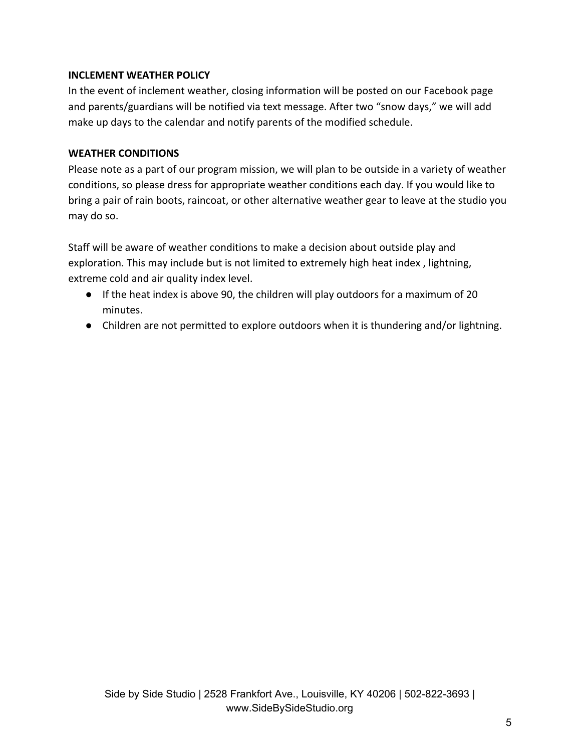**INCLEMENT WEATHER POLICY**

In the event of inclement weather, closing information will be posted on our Facebook page and parents/guardians will be notified via text message. After two “snow days,” we will add make up days to the calendar and notify parents of the modified schedule.

**WEATHER CONDITIONS**

Please note as a part of our program mission, we will plan to be outside in a variety of weather conditions, so please dress for appropriate weather conditions each day. If you would like to bring a pair of rain boots, raincoat, or other alternative weather gear to leave at the studio you may do so.

Staff will be aware of weather conditions to make a decision about outside play and exploration. This may include but is not limited to extremely high heat index , lightning, extreme cold and air quality index level.

- If the heat index is above 90, the children will play outdoors for a maximum of 20 minutes.
- Children are not permitted to explore outdoors when it is thundering and/or lightning.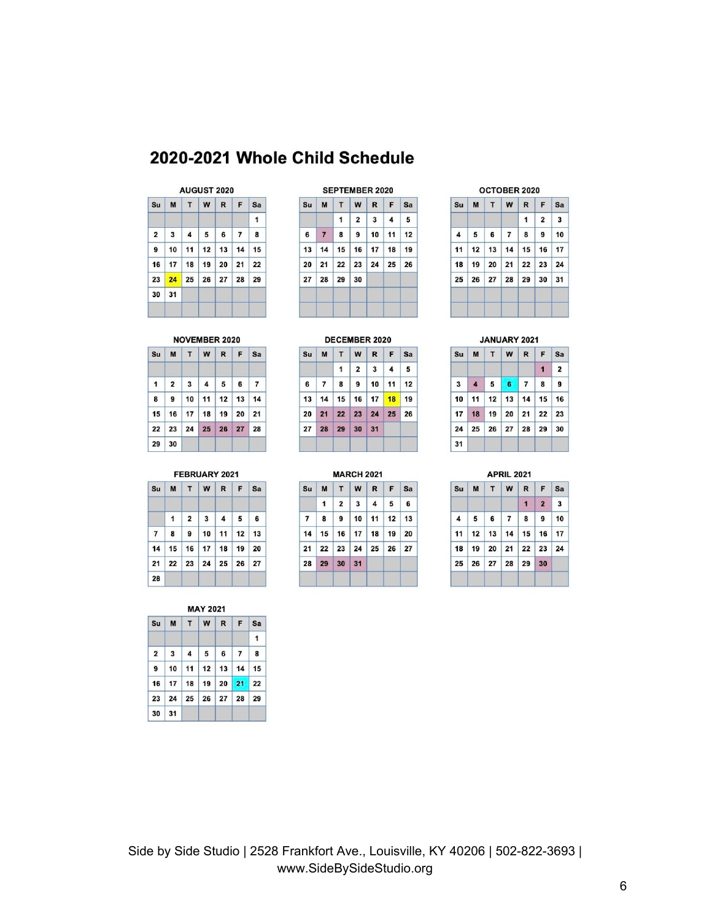# 2020-2021 Whole Child Schedule

**AUGUST 2020**

| Su | M | T | W | R | F | Sa |
|---|---|---|---|---|---|---|
| | | | | | | 1 |
| 2 | 3 | 4 | 5 | 6 | 7 | 8 |
| 9 | 10 | 11 | 12 | 13 | 14 | 15 |
| 16 | 17 | 18 | 19 | 20 | 21 | 22 |
| 23 | 24 | 25 | 26 | 27 | 28 | 29 |
| 30 | 31 | | | | | |

**SEPTEMBER 2020**

| Su | M | T | W | R | F | Sa |
|---|---|---|---|---|---|---|
| | | 1 | 2 | 3 | 4 | 5 |
| 6 | 7 | 8 | 9 | 10 | 11 | 12 |
| 13 | 14 | 15 | 16 | 17 | 18 | 19 |
| 20 | 21 | 22 | 23 | 24 | 25 | 26 |
| 27 | 28 | 29 | 30 | | | |

**OCTOBER 2020**

| Su | M | T | W | R | F | Sa |
|---|---|---|---|---|---|---|
| | | | | 1 | 2 | 3 |
| 4 | 5 | 6 | 7 | 8 | 9 | 10 |
| 11 | 12 | 13 | 14 | 15 | 16 | 17 |
| 18 | 19 | 20 | 21 | 22 | 23 | 24 |
| 25 | 26 | 27 | 28 | 29 | 30 | 31 |

**NOVEMBER 2020**

| Su | M | T | W | R | F | Sa |
|---|---|---|---|---|---|---|
| 1 | 2 | 3 | 4 | 5 | 6 | 7 |
| 8 | 9 | 10 | 11 | 12 | 13 | 14 |
| 15 | 16 | 17 | 18 | 19 | 20 | 21 |
| 22 | 23 | 24 | 25 | 26 | 27 | 28 |
| 29 | 30 | | | | | |

**DECEMBER 2020**

| Su | M | T | W | R | F | Sa |
|---|---|---|---|---|---|---|
| | | 1 | 2 | 3 | 4 | 5 |
| 6 | 7 | 8 | 9 | 10 | 11 | 12 |
| 13 | 14 | 15 | 16 | 17 | 18 | 19 |
| 20 | 21 | 22 | 23 | 24 | 25 | 26 |
| 27 | 28 | 29 | 30 | 31 | | |

**JANUARY 2021**

| Su | M | T | W | R | F | Sa |
|---|---|---|---|---|---|---|
| | | | | | 1 | 2 |
| 3 | 4 | 5 | 6 | 7 | 8 | 9 |
| 10 | 11 | 12 | 13 | 14 | 15 | 16 |
| 17 | 18 | 19 | 20 | 21 | 22 | 23 |
| 24 | 25 | 26 | 27 | 28 | 29 | 30 |
| 31 | | | | | | |

**FEBRUARY 2021**

| Su | M | T | W | R | F | Sa |
|---|---|---|---|---|---|---|
| | 1 | 2 | 3 | 4 | 5 | 6 |
| 7 | 8 | 9 | 10 | 11 | 12 | 13 |
| 14 | 15 | 16 | 17 | 18 | 19 | 20 |
| 21 | 22 | 23 | 24 | 25 | 26 | 27 |
| 28 | | | | | | |

**MARCH 2021**

| Su | M | T | W | R | F | Sa |
|---|---|---|---|---|---|---|
| | 1 | 2 | 3 | 4 | 5 | 6 |
| 7 | 8 | 9 | 10 | 11 | 12 | 13 |
| 14 | 15 | 16 | 17 | 18 | 19 | 20 |
| 21 | 22 | 23 | 24 | 25 | 26 | 27 |
| 28 | 29 | 30 | 31 | | | |

**APRIL 2021**

| Su | M | T | W | R | F | Sa |
|---|---|---|---|---|---|---|
| | | | | 1 | 2 | 3 |
| 4 | 5 | 6 | 7 | 8 | 9 | 10 |
| 11 | 12 | 13 | 14 | 15 | 16 | 17 |
| 18 | 19 | 20 | 21 | 22 | 23 | 24 |
| 25 | 26 | 27 | 28 | 29 | 30 | |

**MAY 2021**

| Su | M | T | W | R | F | Sa |
|---|---|---|---|---|---|---|
| | | | | | | 1 |
| 2 | 3 | 4 | 5 | 6 | 7 | 8 |
| 9 | 10 | 11 | 12 | 13 | 14 | 15 |
| 16 | 17 | 18 | 19 | 20 | 21 | 22 |
| 23 | 24 | 25 | 26 | 27 | 28 | 29 |
| 30 | 31 | | | | | |

Side by Side Studio | 2528 Frankfort Ave., Louisville, KY 40206 | 502-822-3693 | www.SideBySideStudio.org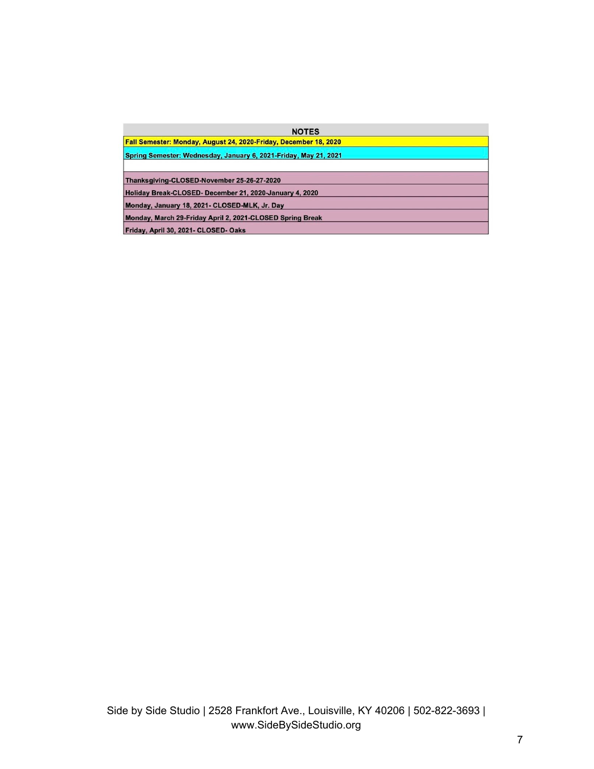| NOTES |
| --- |
| Fall Semester: Monday, August 24, 2020-Friday, December 18, 2020 |
| Spring Semester: Wednesday, January 6, 2021-Friday, May 21, 2021 |
| |
| Thanksgiving-CLOSED-November 25-26-27-2020 |
| Holiday Break-CLOSED- December 21, 2020-January 4, 2020 |
| Monday, January 18, 2021- CLOSED-MLK, Jr. Day |
| Monday, March 29-Friday April 2, 2021-CLOSED Spring Break |
| Friday, April 30, 2021- CLOSED- Oaks |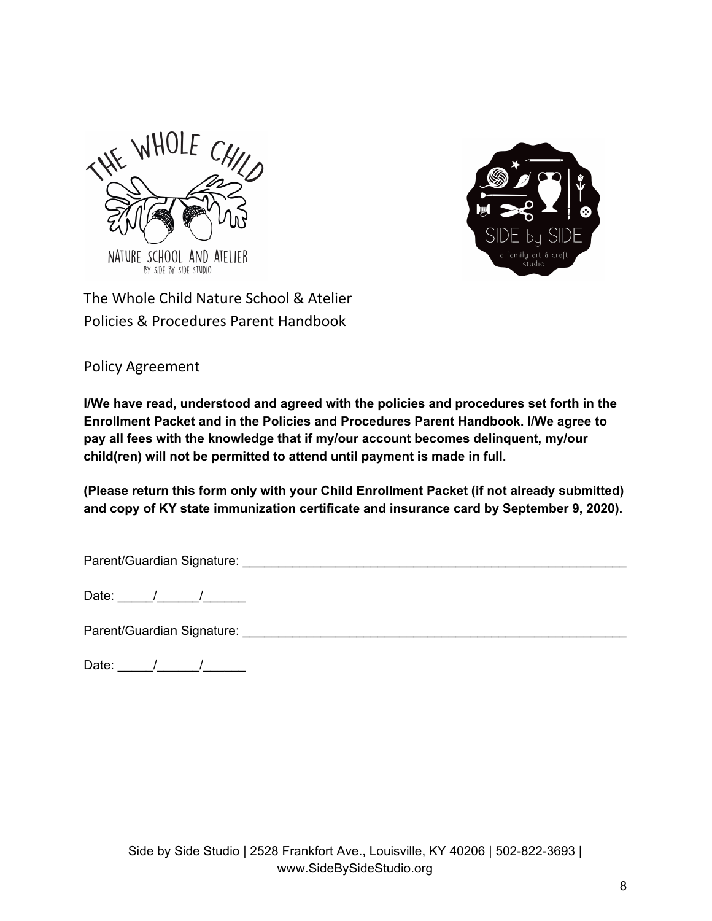The Whole Child Nature School & Atelier
Policies & Procedures Parent Handbook

Policy Agreement

**I/We have read, understood and agreed with the policies and procedures set forth in the Enrollment Packet and in the Policies and Procedures Parent Handbook. I/We agree to pay all fees with the knowledge that if my/our account becomes delinquent, my/our child(ren) will not be permitted to attend until payment is made in full.**

**(Please return this form only with your Child Enrollment Packet (if not already submitted) and copy of KY state immunization certificate and insurance card by September 9, 2020).**

Parent/Guardian Signature: ________________________________________________________

Date: _____/______/______

Parent/Guardian Signature: ________________________________________________________

Date: _____/______/______

Side by Side Studio | 2528 Frankfort Ave., Louisville, KY 40206 | 502-822-3693 | www.SideBySideStudio.org